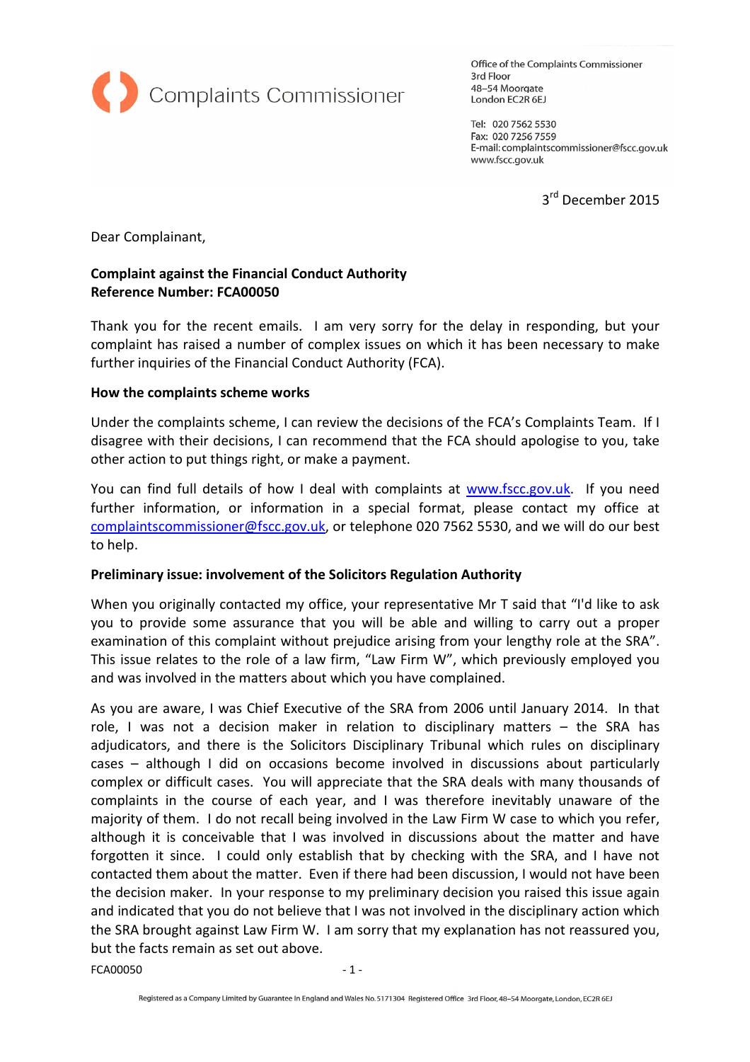Complaints Commissioner

Office of the Complaints Commissioner
3rd Floor
48–54 Moorgate
London EC2R 6EJ

Tel: 020 7562 5530
Fax: 020 7256 7559
E-mail: complaintscommissioner@fscc.gov.uk
www.fscc.gov.uk

3rd December 2015

Dear Complainant,

**Complaint against the Financial Conduct Authority**
**Reference Number: FCA00050**

Thank you for the recent emails. I am very sorry for the delay in responding, but your complaint has raised a number of complex issues on which it has been necessary to make further inquiries of the Financial Conduct Authority (FCA).

**How the complaints scheme works**

Under the complaints scheme, I can review the decisions of the FCA's Complaints Team. If I disagree with their decisions, I can recommend that the FCA should apologise to you, take other action to put things right, or make a payment.

You can find full details of how I deal with complaints at www.fscc.gov.uk. If you need further information, or information in a special format, please contact my office at complaintscommissioner@fscc.gov.uk, or telephone 020 7562 5530, and we will do our best to help.

**Preliminary issue: involvement of the Solicitors Regulation Authority**

When you originally contacted my office, your representative Mr T said that "I'd like to ask you to provide some assurance that you will be able and willing to carry out a proper examination of this complaint without prejudice arising from your lengthy role at the SRA". This issue relates to the role of a law firm, "Law Firm W", which previously employed you and was involved in the matters about which you have complained.

As you are aware, I was Chief Executive of the SRA from 2006 until January 2014. In that role, I was not a decision maker in relation to disciplinary matters – the SRA has adjudicators, and there is the Solicitors Disciplinary Tribunal which rules on disciplinary cases – although I did on occasions become involved in discussions about particularly complex or difficult cases. You will appreciate that the SRA deals with many thousands of complaints in the course of each year, and I was therefore inevitably unaware of the majority of them. I do not recall being involved in the Law Firm W case to which you refer, although it is conceivable that I was involved in discussions about the matter and have forgotten it since. I could only establish that by checking with the SRA, and I have not contacted them about the matter. Even if there had been discussion, I would not have been the decision maker. In your response to my preliminary decision you raised this issue again and indicated that you do not believe that I was not involved in the disciplinary action which the SRA brought against Law Firm W. I am sorry that my explanation has not reassured you, but the facts remain as set out above.

FCA00050

Registered as a Company Limited by Guarantee In England and Wales No. 5171304 Registered Office 3rd Floor, 48–54 Moorgate, London, EC2R 6EJ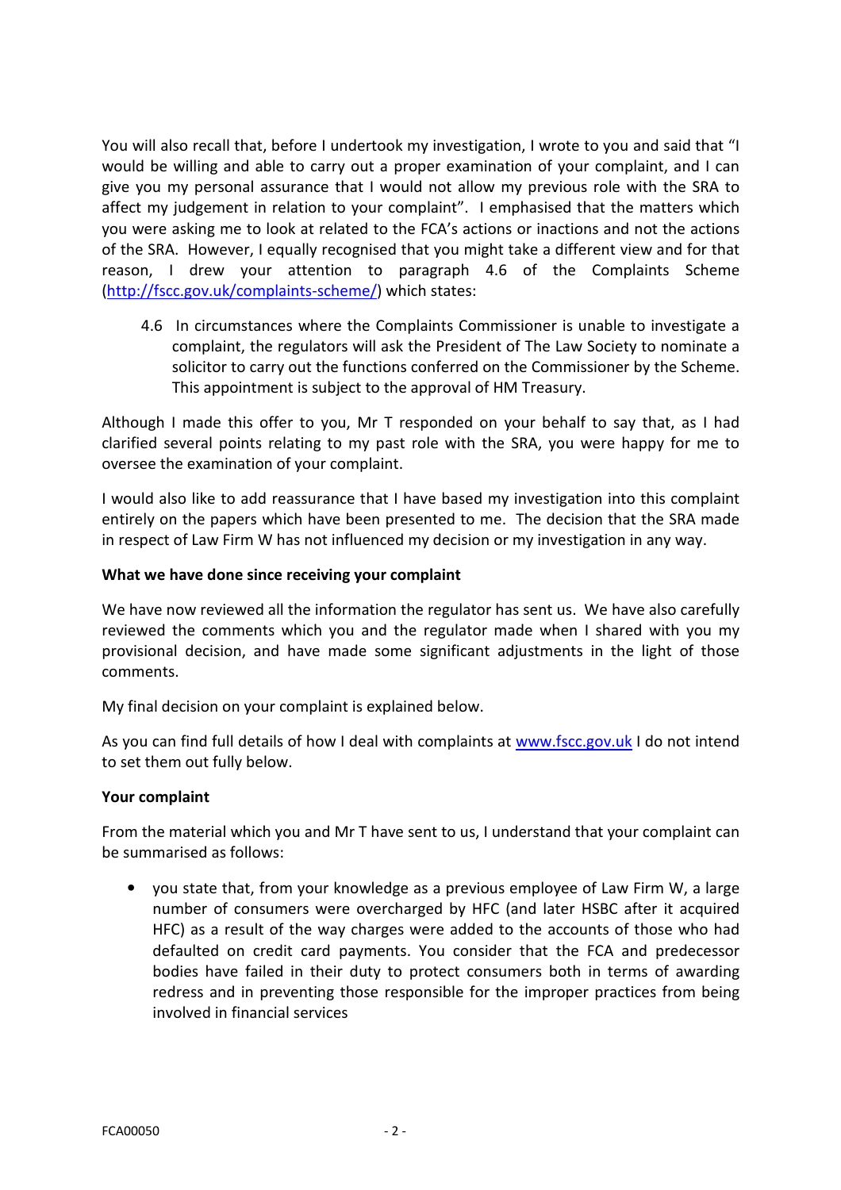You will also recall that, before I undertook my investigation, I wrote to you and said that "I would be willing and able to carry out a proper examination of your complaint, and I can give you my personal assurance that I would not allow my previous role with the SRA to affect my judgement in relation to your complaint". I emphasised that the matters which you were asking me to look at related to the FCA's actions or inactions and not the actions of the SRA. However, I equally recognised that you might take a different view and for that reason, I drew your attention to paragraph 4.6 of the Complaints Scheme (http://fscc.gov.uk/complaints-scheme/) which states:

> 4.6 In circumstances where the Complaints Commissioner is unable to investigate a complaint, the regulators will ask the President of The Law Society to nominate a solicitor to carry out the functions conferred on the Commissioner by the Scheme. This appointment is subject to the approval of HM Treasury.

Although I made this offer to you, Mr T responded on your behalf to say that, as I had clarified several points relating to my past role with the SRA, you were happy for me to oversee the examination of your complaint.

I would also like to add reassurance that I have based my investigation into this complaint entirely on the papers which have been presented to me. The decision that the SRA made in respect of Law Firm W has not influenced my decision or my investigation in any way.

**What we have done since receiving your complaint**

We have now reviewed all the information the regulator has sent us. We have also carefully reviewed the comments which you and the regulator made when I shared with you my provisional decision, and have made some significant adjustments in the light of those comments.

My final decision on your complaint is explained below.

As you can find full details of how I deal with complaints at www.fscc.gov.uk I do not intend to set them out fully below.

**Your complaint**

From the material which you and Mr T have sent to us, I understand that your complaint can be summarised as follows:

- you state that, from your knowledge as a previous employee of Law Firm W, a large number of consumers were overcharged by HFC (and later HSBC after it acquired HFC) as a result of the way charges were added to the accounts of those who had defaulted on credit card payments. You consider that the FCA and predecessor bodies have failed in their duty to protect consumers both in terms of awarding redress and in preventing those responsible for the improper practices from being involved in financial services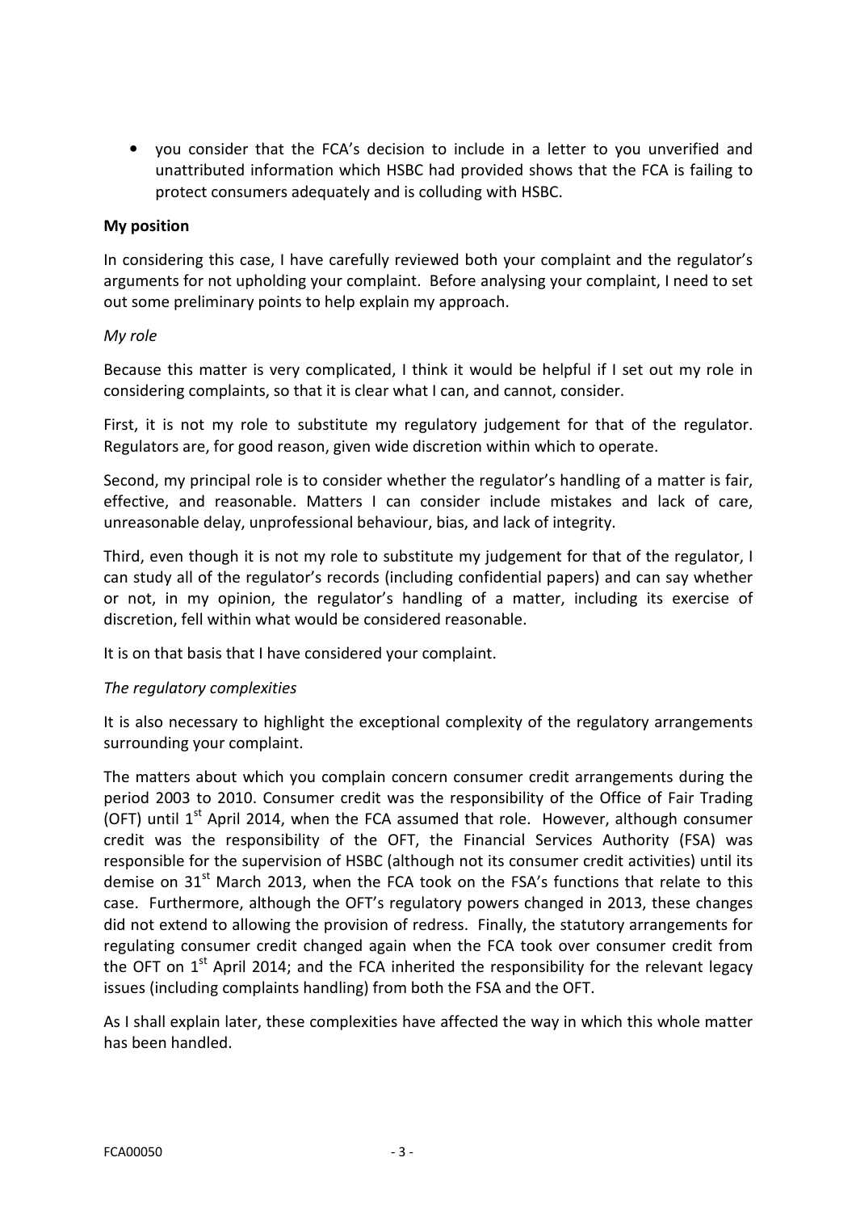- you consider that the FCA's decision to include in a letter to you unverified and unattributed information which HSBC had provided shows that the FCA is failing to protect consumers adequately and is colluding with HSBC.

**My position**

In considering this case, I have carefully reviewed both your complaint and the regulator's arguments for not upholding your complaint. Before analysing your complaint, I need to set out some preliminary points to help explain my approach.

*My role*

Because this matter is very complicated, I think it would be helpful if I set out my role in considering complaints, so that it is clear what I can, and cannot, consider.

First, it is not my role to substitute my regulatory judgement for that of the regulator. Regulators are, for good reason, given wide discretion within which to operate.

Second, my principal role is to consider whether the regulator's handling of a matter is fair, effective, and reasonable. Matters I can consider include mistakes and lack of care, unreasonable delay, unprofessional behaviour, bias, and lack of integrity.

Third, even though it is not my role to substitute my judgement for that of the regulator, I can study all of the regulator's records (including confidential papers) and can say whether or not, in my opinion, the regulator's handling of a matter, including its exercise of discretion, fell within what would be considered reasonable.

It is on that basis that I have considered your complaint.

*The regulatory complexities*

It is also necessary to highlight the exceptional complexity of the regulatory arrangements surrounding your complaint.

The matters about which you complain concern consumer credit arrangements during the period 2003 to 2010. Consumer credit was the responsibility of the Office of Fair Trading (OFT) until 1st April 2014, when the FCA assumed that role. However, although consumer credit was the responsibility of the OFT, the Financial Services Authority (FSA) was responsible for the supervision of HSBC (although not its consumer credit activities) until its demise on 31st March 2013, when the FCA took on the FSA's functions that relate to this case. Furthermore, although the OFT's regulatory powers changed in 2013, these changes did not extend to allowing the provision of redress. Finally, the statutory arrangements for regulating consumer credit changed again when the FCA took over consumer credit from the OFT on 1st April 2014; and the FCA inherited the responsibility for the relevant legacy issues (including complaints handling) from both the FSA and the OFT.

As I shall explain later, these complexities have affected the way in which this whole matter has been handled.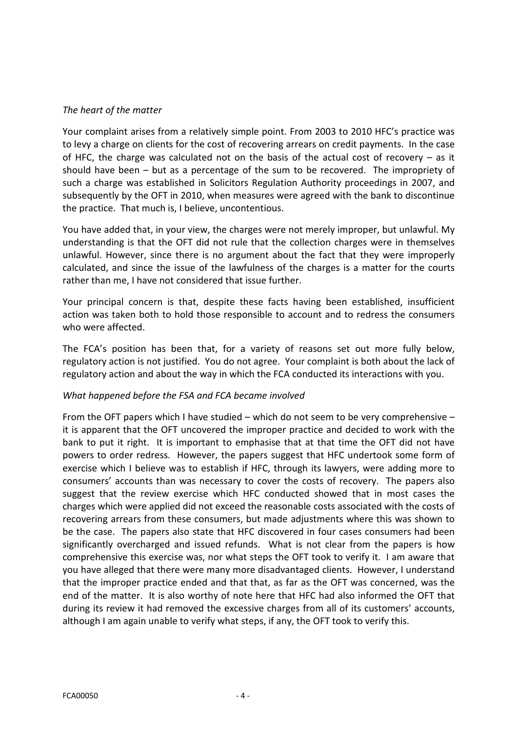*The heart of the matter*

Your complaint arises from a relatively simple point. From 2003 to 2010 HFC's practice was to levy a charge on clients for the cost of recovering arrears on credit payments. In the case of HFC, the charge was calculated not on the basis of the actual cost of recovery – as it should have been – but as a percentage of the sum to be recovered. The impropriety of such a charge was established in Solicitors Regulation Authority proceedings in 2007, and subsequently by the OFT in 2010, when measures were agreed with the bank to discontinue the practice. That much is, I believe, uncontentious.

You have added that, in your view, the charges were not merely improper, but unlawful. My understanding is that the OFT did not rule that the collection charges were in themselves unlawful. However, since there is no argument about the fact that they were improperly calculated, and since the issue of the lawfulness of the charges is a matter for the courts rather than me, I have not considered that issue further.

Your principal concern is that, despite these facts having been established, insufficient action was taken both to hold those responsible to account and to redress the consumers who were affected.

The FCA's position has been that, for a variety of reasons set out more fully below, regulatory action is not justified. You do not agree. Your complaint is both about the lack of regulatory action and about the way in which the FCA conducted its interactions with you.

*What happened before the FSA and FCA became involved*

From the OFT papers which I have studied – which do not seem to be very comprehensive – it is apparent that the OFT uncovered the improper practice and decided to work with the bank to put it right. It is important to emphasise that at that time the OFT did not have powers to order redress. However, the papers suggest that HFC undertook some form of exercise which I believe was to establish if HFC, through its lawyers, were adding more to consumers' accounts than was necessary to cover the costs of recovery. The papers also suggest that the review exercise which HFC conducted showed that in most cases the charges which were applied did not exceed the reasonable costs associated with the costs of recovering arrears from these consumers, but made adjustments where this was shown to be the case. The papers also state that HFC discovered in four cases consumers had been significantly overcharged and issued refunds. What is not clear from the papers is how comprehensive this exercise was, nor what steps the OFT took to verify it. I am aware that you have alleged that there were many more disadvantaged clients. However, I understand that the improper practice ended and that that, as far as the OFT was concerned, was the end of the matter. It is also worthy of note here that HFC had also informed the OFT that during its review it had removed the excessive charges from all of its customers' accounts, although I am again unable to verify what steps, if any, the OFT took to verify this.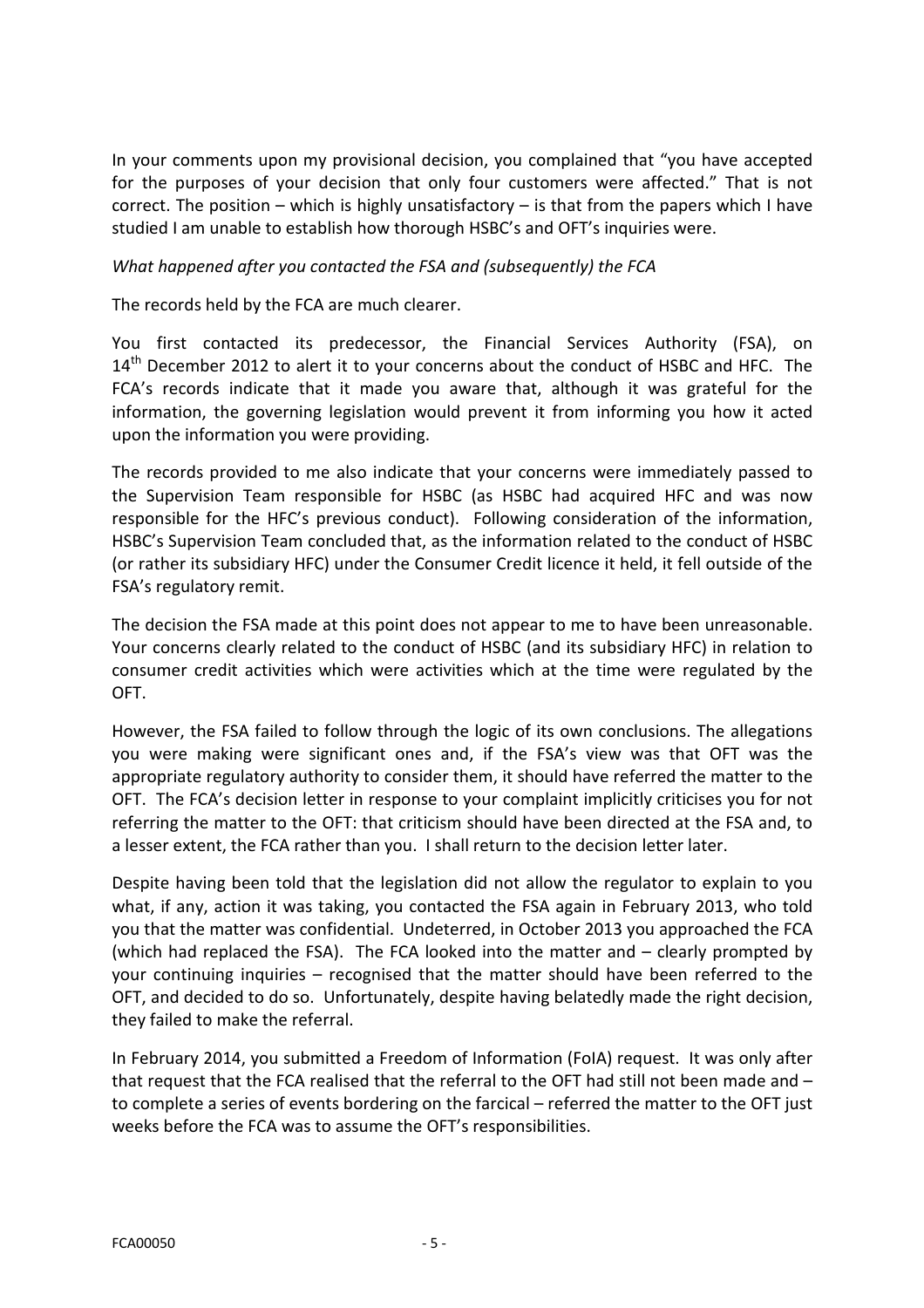In your comments upon my provisional decision, you complained that "you have accepted for the purposes of your decision that only four customers were affected." That is not correct. The position – which is highly unsatisfactory – is that from the papers which I have studied I am unable to establish how thorough HSBC's and OFT's inquiries were.

*What happened after you contacted the FSA and (subsequently) the FCA*

The records held by the FCA are much clearer.

You first contacted its predecessor, the Financial Services Authority (FSA), on 14th December 2012 to alert it to your concerns about the conduct of HSBC and HFC. The FCA's records indicate that it made you aware that, although it was grateful for the information, the governing legislation would prevent it from informing you how it acted upon the information you were providing.

The records provided to me also indicate that your concerns were immediately passed to the Supervision Team responsible for HSBC (as HSBC had acquired HFC and was now responsible for the HFC's previous conduct). Following consideration of the information, HSBC's Supervision Team concluded that, as the information related to the conduct of HSBC (or rather its subsidiary HFC) under the Consumer Credit licence it held, it fell outside of the FSA's regulatory remit.

The decision the FSA made at this point does not appear to me to have been unreasonable. Your concerns clearly related to the conduct of HSBC (and its subsidiary HFC) in relation to consumer credit activities which were activities which at the time were regulated by the OFT.

However, the FSA failed to follow through the logic of its own conclusions. The allegations you were making were significant ones and, if the FSA's view was that OFT was the appropriate regulatory authority to consider them, it should have referred the matter to the OFT. The FCA's decision letter in response to your complaint implicitly criticises you for not referring the matter to the OFT: that criticism should have been directed at the FSA and, to a lesser extent, the FCA rather than you. I shall return to the decision letter later.

Despite having been told that the legislation did not allow the regulator to explain to you what, if any, action it was taking, you contacted the FSA again in February 2013, who told you that the matter was confidential. Undeterred, in October 2013 you approached the FCA (which had replaced the FSA). The FCA looked into the matter and – clearly prompted by your continuing inquiries – recognised that the matter should have been referred to the OFT, and decided to do so. Unfortunately, despite having belatedly made the right decision, they failed to make the referral.

In February 2014, you submitted a Freedom of Information (FoIA) request. It was only after that request that the FCA realised that the referral to the OFT had still not been made and – to complete a series of events bordering on the farcical – referred the matter to the OFT just weeks before the FCA was to assume the OFT's responsibilities.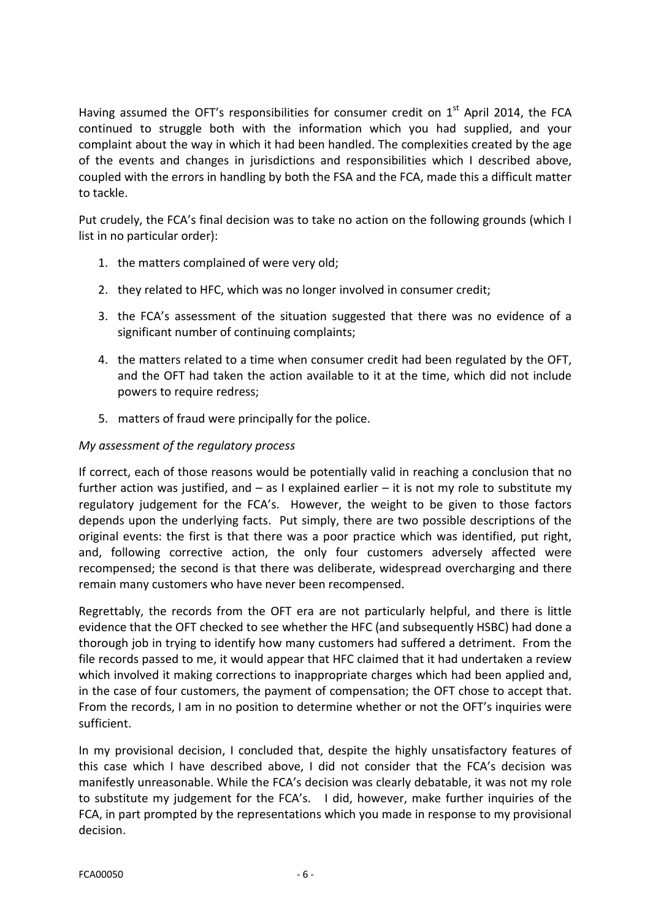Having assumed the OFT's responsibilities for consumer credit on 1st April 2014, the FCA continued to struggle both with the information which you had supplied, and your complaint about the way in which it had been handled. The complexities created by the age of the events and changes in jurisdictions and responsibilities which I described above, coupled with the errors in handling by both the FSA and the FCA, made this a difficult matter to tackle.

Put crudely, the FCA's final decision was to take no action on the following grounds (which I list in no particular order):

1. the matters complained of were very old;
2. they related to HFC, which was no longer involved in consumer credit;
3. the FCA's assessment of the situation suggested that there was no evidence of a significant number of continuing complaints;
4. the matters related to a time when consumer credit had been regulated by the OFT, and the OFT had taken the action available to it at the time, which did not include powers to require redress;
5. matters of fraud were principally for the police.

*My assessment of the regulatory process*

If correct, each of those reasons would be potentially valid in reaching a conclusion that no further action was justified, and – as I explained earlier – it is not my role to substitute my regulatory judgement for the FCA's. However, the weight to be given to those factors depends upon the underlying facts. Put simply, there are two possible descriptions of the original events: the first is that there was a poor practice which was identified, put right, and, following corrective action, the only four customers adversely affected were recompensed; the second is that there was deliberate, widespread overcharging and there remain many customers who have never been recompensed.

Regrettably, the records from the OFT era are not particularly helpful, and there is little evidence that the OFT checked to see whether the HFC (and subsequently HSBC) had done a thorough job in trying to identify how many customers had suffered a detriment. From the file records passed to me, it would appear that HFC claimed that it had undertaken a review which involved it making corrections to inappropriate charges which had been applied and, in the case of four customers, the payment of compensation; the OFT chose to accept that. From the records, I am in no position to determine whether or not the OFT's inquiries were sufficient.

In my provisional decision, I concluded that, despite the highly unsatisfactory features of this case which I have described above, I did not consider that the FCA's decision was manifestly unreasonable. While the FCA's decision was clearly debatable, it was not my role to substitute my judgement for the FCA's. I did, however, make further inquiries of the FCA, in part prompted by the representations which you made in response to my provisional decision.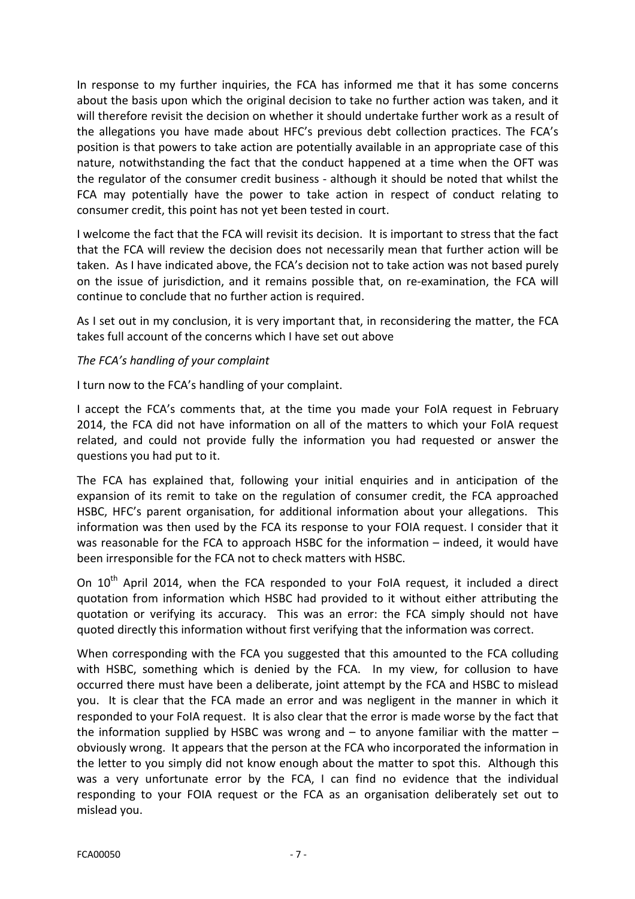In response to my further inquiries, the FCA has informed me that it has some concerns about the basis upon which the original decision to take no further action was taken, and it will therefore revisit the decision on whether it should undertake further work as a result of the allegations you have made about HFC's previous debt collection practices. The FCA's position is that powers to take action are potentially available in an appropriate case of this nature, notwithstanding the fact that the conduct happened at a time when the OFT was the regulator of the consumer credit business - although it should be noted that whilst the FCA may potentially have the power to take action in respect of conduct relating to consumer credit, this point has not yet been tested in court.

I welcome the fact that the FCA will revisit its decision. It is important to stress that the fact that the FCA will review the decision does not necessarily mean that further action will be taken. As I have indicated above, the FCA's decision not to take action was not based purely on the issue of jurisdiction, and it remains possible that, on re-examination, the FCA will continue to conclude that no further action is required.

As I set out in my conclusion, it is very important that, in reconsidering the matter, the FCA takes full account of the concerns which I have set out above

*The FCA's handling of your complaint*

I turn now to the FCA's handling of your complaint.

I accept the FCA's comments that, at the time you made your FoIA request in February 2014, the FCA did not have information on all of the matters to which your FoIA request related, and could not provide fully the information you had requested or answer the questions you had put to it.

The FCA has explained that, following your initial enquiries and in anticipation of the expansion of its remit to take on the regulation of consumer credit, the FCA approached HSBC, HFC's parent organisation, for additional information about your allegations. This information was then used by the FCA its response to your FOIA request. I consider that it was reasonable for the FCA to approach HSBC for the information – indeed, it would have been irresponsible for the FCA not to check matters with HSBC.

On 10th April 2014, when the FCA responded to your FoIA request, it included a direct quotation from information which HSBC had provided to it without either attributing the quotation or verifying its accuracy. This was an error: the FCA simply should not have quoted directly this information without first verifying that the information was correct.

When corresponding with the FCA you suggested that this amounted to the FCA colluding with HSBC, something which is denied by the FCA. In my view, for collusion to have occurred there must have been a deliberate, joint attempt by the FCA and HSBC to mislead you. It is clear that the FCA made an error and was negligent in the manner in which it responded to your FoIA request. It is also clear that the error is made worse by the fact that the information supplied by HSBC was wrong and – to anyone familiar with the matter – obviously wrong. It appears that the person at the FCA who incorporated the information in the letter to you simply did not know enough about the matter to spot this. Although this was a very unfortunate error by the FCA, I can find no evidence that the individual responding to your FOIA request or the FCA as an organisation deliberately set out to mislead you.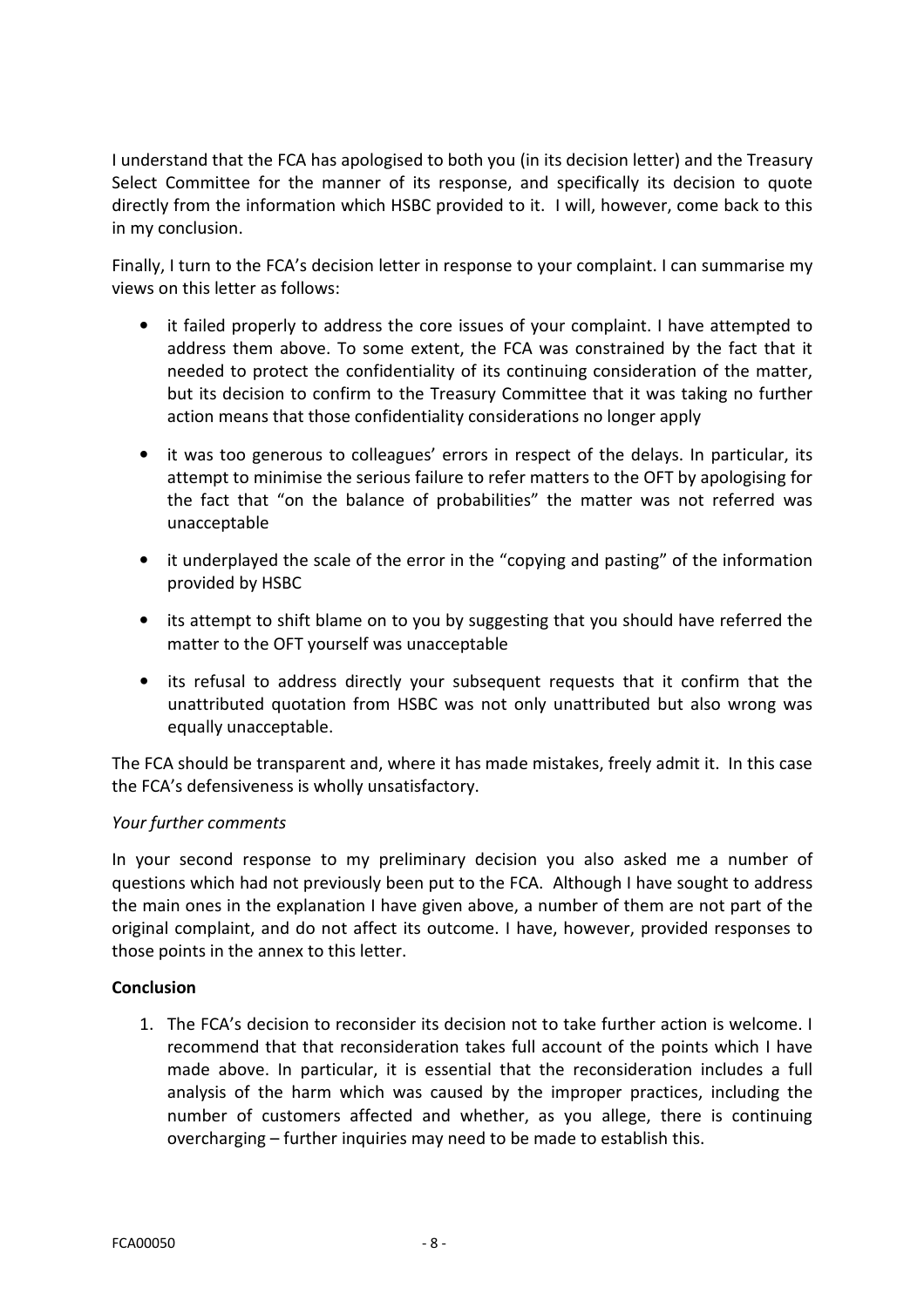I understand that the FCA has apologised to both you (in its decision letter) and the Treasury Select Committee for the manner of its response, and specifically its decision to quote directly from the information which HSBC provided to it. I will, however, come back to this in my conclusion.

Finally, I turn to the FCA's decision letter in response to your complaint. I can summarise my views on this letter as follows:

- it failed properly to address the core issues of your complaint. I have attempted to address them above. To some extent, the FCA was constrained by the fact that it needed to protect the confidentiality of its continuing consideration of the matter, but its decision to confirm to the Treasury Committee that it was taking no further action means that those confidentiality considerations no longer apply
- it was too generous to colleagues' errors in respect of the delays. In particular, its attempt to minimise the serious failure to refer matters to the OFT by apologising for the fact that "on the balance of probabilities" the matter was not referred was unacceptable
- it underplayed the scale of the error in the "copying and pasting" of the information provided by HSBC
- its attempt to shift blame on to you by suggesting that you should have referred the matter to the OFT yourself was unacceptable
- its refusal to address directly your subsequent requests that it confirm that the unattributed quotation from HSBC was not only unattributed but also wrong was equally unacceptable.

The FCA should be transparent and, where it has made mistakes, freely admit it. In this case the FCA's defensiveness is wholly unsatisfactory.

*Your further comments*

In your second response to my preliminary decision you also asked me a number of questions which had not previously been put to the FCA. Although I have sought to address the main ones in the explanation I have given above, a number of them are not part of the original complaint, and do not affect its outcome. I have, however, provided responses to those points in the annex to this letter.

**Conclusion**

1. The FCA's decision to reconsider its decision not to take further action is welcome. I recommend that that reconsideration takes full account of the points which I have made above. In particular, it is essential that the reconsideration includes a full analysis of the harm which was caused by the improper practices, including the number of customers affected and whether, as you allege, there is continuing overcharging – further inquiries may need to be made to establish this.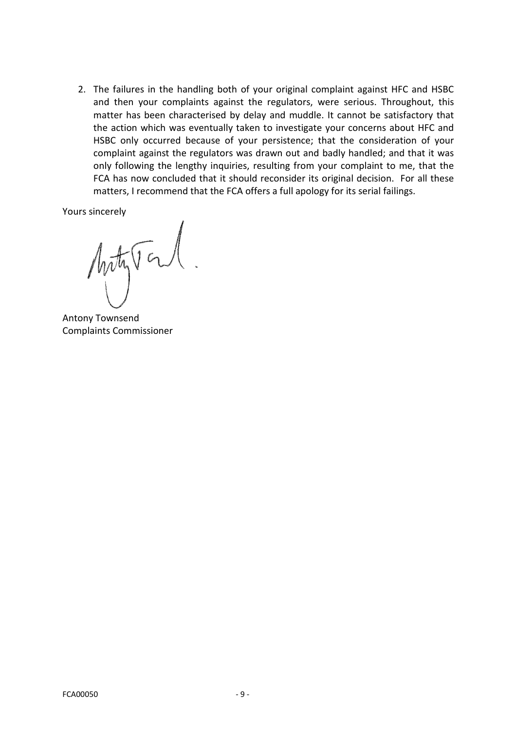2. The failures in the handling both of your original complaint against HFC and HSBC and then your complaints against the regulators, were serious. Throughout, this matter has been characterised by delay and muddle. It cannot be satisfactory that the action which was eventually taken to investigate your concerns about HFC and HSBC only occurred because of your persistence; that the consideration of your complaint against the regulators was drawn out and badly handled; and that it was only following the lengthy inquiries, resulting from your complaint to me, that the FCA has now concluded that it should reconsider its original decision. For all these matters, I recommend that the FCA offers a full apology for its serial failings.

Yours sincerely

Antony Townsend
Complaints Commissioner

FCA00050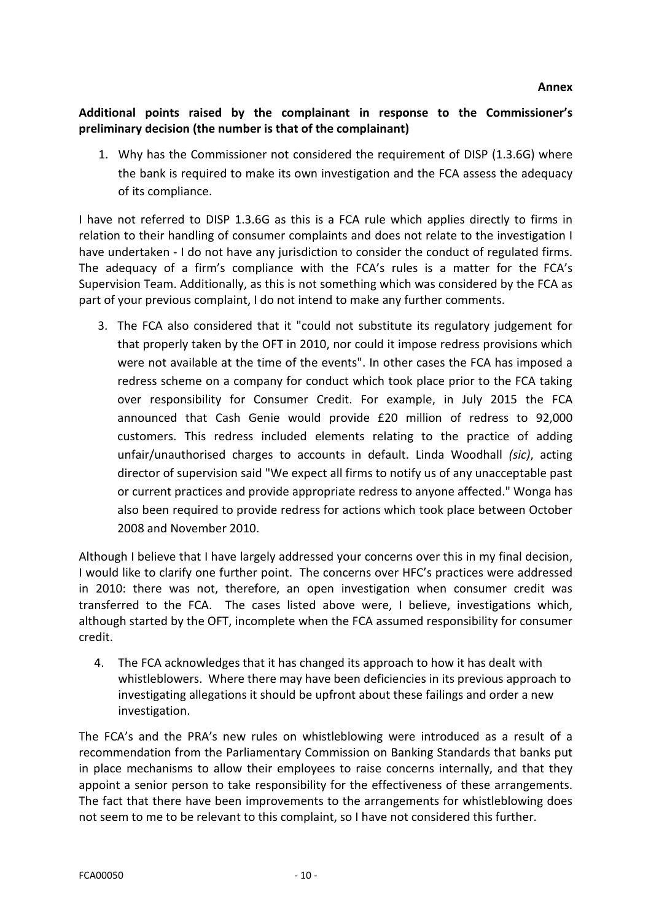**Annex**

**Additional points raised by the complainant in response to the Commissioner's preliminary decision (the number is that of the complainant)**

1. Why has the Commissioner not considered the requirement of DISP (1.3.6G) where the bank is required to make its own investigation and the FCA assess the adequacy of its compliance.

I have not referred to DISP 1.3.6G as this is a FCA rule which applies directly to firms in relation to their handling of consumer complaints and does not relate to the investigation I have undertaken - I do not have any jurisdiction to consider the conduct of regulated firms. The adequacy of a firm's compliance with the FCA's rules is a matter for the FCA's Supervision Team. Additionally, as this is not something which was considered by the FCA as part of your previous complaint, I do not intend to make any further comments.

3. The FCA also considered that it "could not substitute its regulatory judgement for that properly taken by the OFT in 2010, nor could it impose redress provisions which were not available at the time of the events". In other cases the FCA has imposed a redress scheme on a company for conduct which took place prior to the FCA taking over responsibility for Consumer Credit. For example, in July 2015 the FCA announced that Cash Genie would provide £20 million of redress to 92,000 customers. This redress included elements relating to the practice of adding unfair/unauthorised charges to accounts in default. Linda Woodhall *(sic)*, acting director of supervision said "We expect all firms to notify us of any unacceptable past or current practices and provide appropriate redress to anyone affected." Wonga has also been required to provide redress for actions which took place between October 2008 and November 2010.

Although I believe that I have largely addressed your concerns over this in my final decision, I would like to clarify one further point. The concerns over HFC's practices were addressed in 2010: there was not, therefore, an open investigation when consumer credit was transferred to the FCA. The cases listed above were, I believe, investigations which, although started by the OFT, incomplete when the FCA assumed responsibility for consumer credit.

4. The FCA acknowledges that it has changed its approach to how it has dealt with whistleblowers. Where there may have been deficiencies in its previous approach to investigating allegations it should be upfront about these failings and order a new investigation.

The FCA's and the PRA's new rules on whistleblowing were introduced as a result of a recommendation from the Parliamentary Commission on Banking Standards that banks put in place mechanisms to allow their employees to raise concerns internally, and that they appoint a senior person to take responsibility for the effectiveness of these arrangements. The fact that there have been improvements to the arrangements for whistleblowing does not seem to me to be relevant to this complaint, so I have not considered this further.

FCA00050